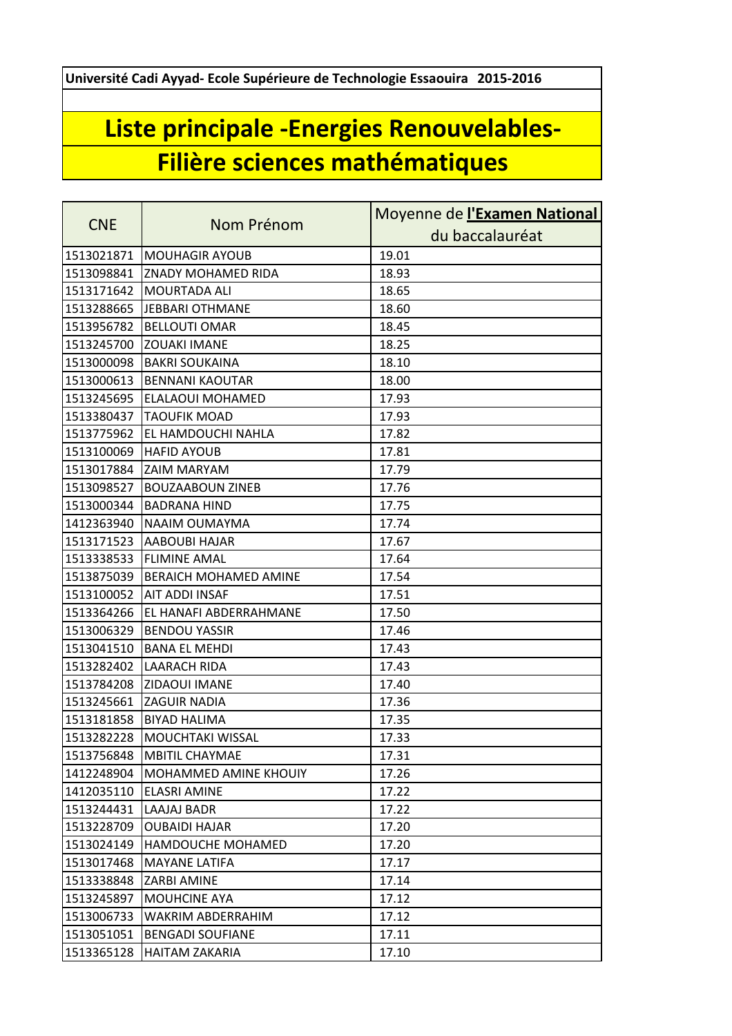**Université Cadi Ayyad- Ecole Supérieure de Technologie Essaouira 2015-2016**

# Liste principale -Energies Renouvelables-
# Filière sciences mathématiques

| CNE | Nom Prénom | Moyenne de **l'Examen National** du baccalauréat |
|---|---|---|
| 1513021871 | MOUHAGIR AYOUB | 19.01 |
| 1513098841 | ZNADY MOHAMED RIDA | 18.93 |
| 1513171642 | MOURTADA ALI | 18.65 |
| 1513288665 | JEBBARI OTHMANE | 18.60 |
| 1513956782 | BELLOUTI OMAR | 18.45 |
| 1513245700 | ZOUAKI IMANE | 18.25 |
| 1513000098 | BAKRI SOUKAINA | 18.10 |
| 1513000613 | BENNANI KAOUTAR | 18.00 |
| 1513245695 | ELALAOUI MOHAMED | 17.93 |
| 1513380437 | TAOUFIK MOAD | 17.93 |
| 1513775962 | EL HAMDOUCHI NAHLA | 17.82 |
| 1513100069 | HAFID AYOUB | 17.81 |
| 1513017884 | ZAIM MARYAM | 17.79 |
| 1513098527 | BOUZAABOUN ZINEB | 17.76 |
| 1513000344 | BADRANA HIND | 17.75 |
| 1412363940 | NAAIM OUMAYMA | 17.74 |
| 1513171523 | AABOUBI HAJAR | 17.67 |
| 1513338533 | FLIMINE AMAL | 17.64 |
| 1513875039 | BERAICH MOHAMED AMINE | 17.54 |
| 1513100052 | AIT ADDI INSAF | 17.51 |
| 1513364266 | EL HANAFI ABDERRAHMANE | 17.50 |
| 1513006329 | BENDOU YASSIR | 17.46 |
| 1513041510 | BANA EL MEHDI | 17.43 |
| 1513282402 | LAARACH RIDA | 17.43 |
| 1513784208 | ZIDAOUI IMANE | 17.40 |
| 1513245661 | ZAGUIR NADIA | 17.36 |
| 1513181858 | BIYAD HALIMA | 17.35 |
| 1513282228 | MOUCHTAKI WISSAL | 17.33 |
| 1513756848 | MBITIL CHAYMAE | 17.31 |
| 1412248904 | MOHAMMED AMINE KHOUIY | 17.26 |
| 1412035110 | ELASRI AMINE | 17.22 |
| 1513244431 | LAAJAJ BADR | 17.22 |
| 1513228709 | OUBAIDI HAJAR | 17.20 |
| 1513024149 | HAMDOUCHE MOHAMED | 17.20 |
| 1513017468 | MAYANE LATIFA | 17.17 |
| 1513338848 | ZARBI AMINE | 17.14 |
| 1513245897 | MOUHCINE AYA | 17.12 |
| 1513006733 | WAKRIM ABDERRAHIM | 17.12 |
| 1513051051 | BENGADI SOUFIANE | 17.11 |
| 1513365128 | HAITAM ZAKARIA | 17.10 |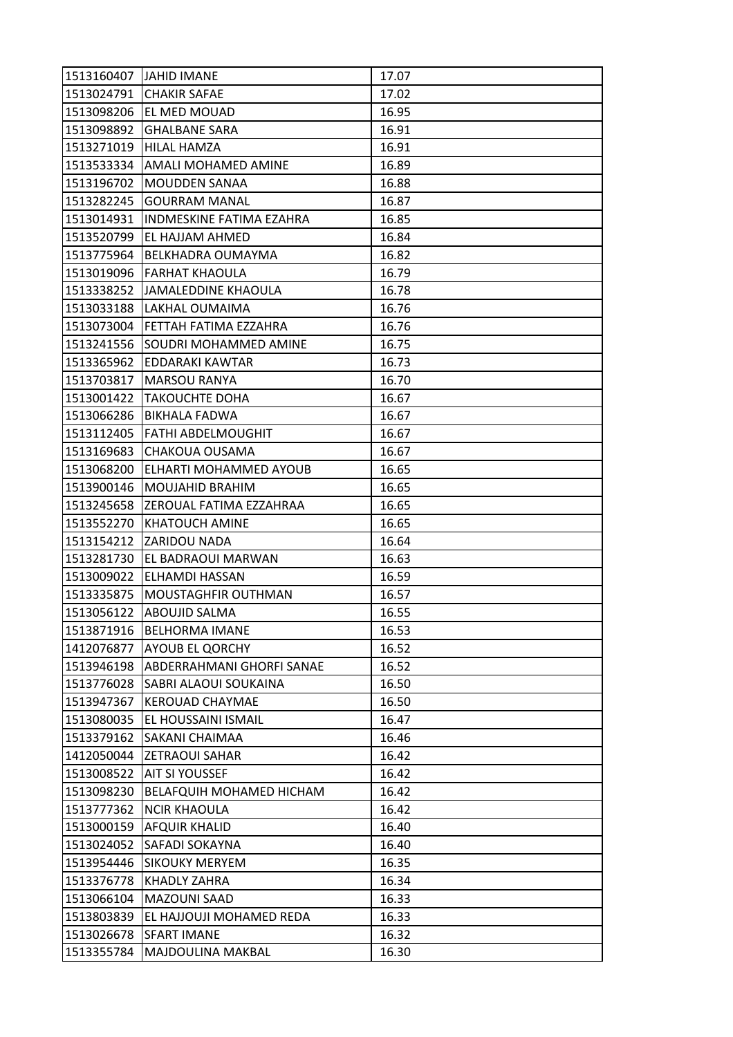| | | |
|---|---|---|
| 1513160407 | JAHID IMANE | 17.07 |
| 1513024791 | CHAKIR SAFAE | 17.02 |
| 1513098206 | EL MED MOUAD | 16.95 |
| 1513098892 | GHALBANE SARA | 16.91 |
| 1513271019 | HILAL HAMZA | 16.91 |
| 1513533334 | AMALI MOHAMED AMINE | 16.89 |
| 1513196702 | MOUDDEN SANAA | 16.88 |
| 1513282245 | GOURRAM MANAL | 16.87 |
| 1513014931 | INDMESKINE FATIMA EZAHRA | 16.85 |
| 1513520799 | EL HAJJAM AHMED | 16.84 |
| 1513775964 | BELKHADRA OUMAYMA | 16.82 |
| 1513019096 | FARHAT KHAOULA | 16.79 |
| 1513338252 | JAMALEDDINE KHAOULA | 16.78 |
| 1513033188 | LAKHAL OUMAIMA | 16.76 |
| 1513073004 | FETTAH FATIMA EZZAHRA | 16.76 |
| 1513241556 | SOUDRI MOHAMMED AMINE | 16.75 |
| 1513365962 | EDDARAKI KAWTAR | 16.73 |
| 1513703817 | MARSOU RANYA | 16.70 |
| 1513001422 | TAKOUCHTE DOHA | 16.67 |
| 1513066286 | BIKHALA FADWA | 16.67 |
| 1513112405 | FATHI ABDELMOUGHIT | 16.67 |
| 1513169683 | CHAKOUA OUSAMA | 16.67 |
| 1513068200 | ELHARTI MOHAMMED AYOUB | 16.65 |
| 1513900146 | MOUJAHID BRAHIM | 16.65 |
| 1513245658 | ZEROUAL FATIMA EZZAHRAA | 16.65 |
| 1513552270 | KHATOUCH AMINE | 16.65 |
| 1513154212 | ZARIDOU NADA | 16.64 |
| 1513281730 | EL BADRAOUI MARWAN | 16.63 |
| 1513009022 | ELHAMDI HASSAN | 16.59 |
| 1513335875 | MOUSTAGHFIR OUTHMAN | 16.57 |
| 1513056122 | ABOUJID SALMA | 16.55 |
| 1513871916 | BELHORMA IMANE | 16.53 |
| 1412076877 | AYOUB EL QORCHY | 16.52 |
| 1513946198 | ABDERRAHMANI GHORFI SANAE | 16.52 |
| 1513776028 | SABRI ALAOUI SOUKAINA | 16.50 |
| 1513947367 | KEROUAD CHAYMAE | 16.50 |
| 1513080035 | EL HOUSSAINI ISMAIL | 16.47 |
| 1513379162 | SAKANI CHAIMAA | 16.46 |
| 1412050044 | ZETRAOUI SAHAR | 16.42 |
| 1513008522 | AIT SI YOUSSEF | 16.42 |
| 1513098230 | BELAFQUIH MOHAMED HICHAM | 16.42 |
| 1513777362 | NCIR KHAOULA | 16.42 |
| 1513000159 | AFQUIR KHALID | 16.40 |
| 1513024052 | SAFADI SOKAYNA | 16.40 |
| 1513954446 | SIKOUKY MERYEM | 16.35 |
| 1513376778 | KHADLY ZAHRA | 16.34 |
| 1513066104 | MAZOUNI SAAD | 16.33 |
| 1513803839 | EL HAJJOUJI MOHAMED REDA | 16.33 |
| 1513026678 | SFART IMANE | 16.32 |
| 1513355784 | MAJDOULINA MAKBAL | 16.30 |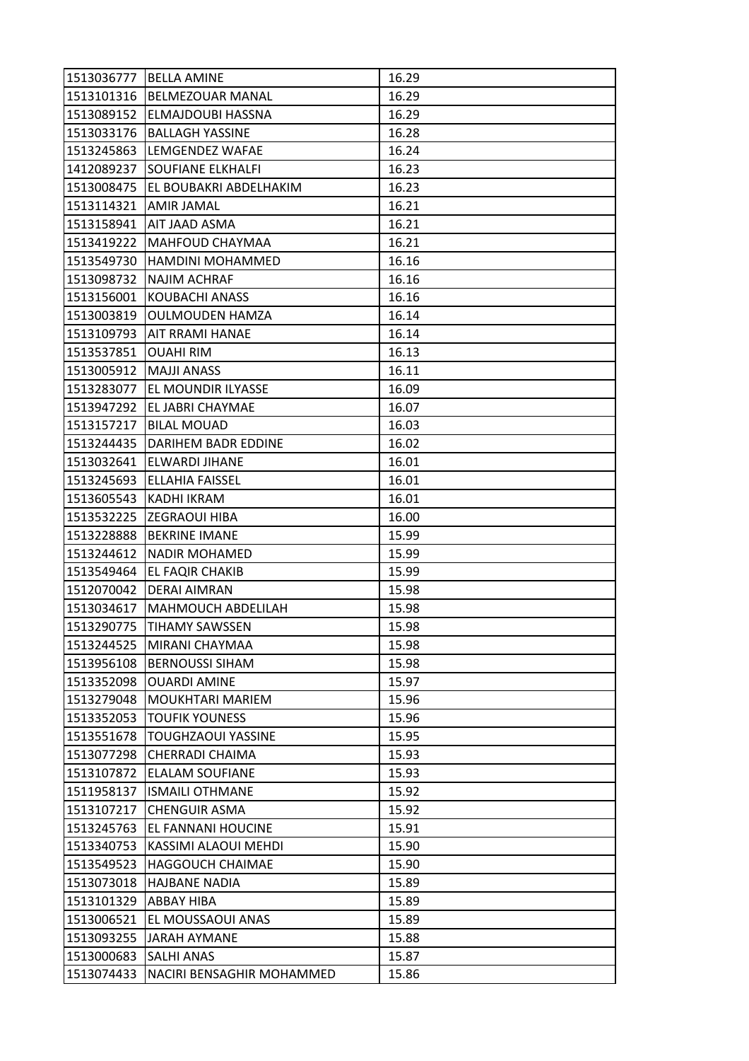| | | |
|---|---|---|
| 1513036777 | BELLA AMINE | 16.29 |
| 1513101316 | BELMEZOUAR MANAL | 16.29 |
| 1513089152 | ELMAJDOUBI HASSNA | 16.29 |
| 1513033176 | BALLAGH YASSINE | 16.28 |
| 1513245863 | LEMGENDEZ WAFAE | 16.24 |
| 1412089237 | SOUFIANE ELKHALFI | 16.23 |
| 1513008475 | EL BOUBAKRI ABDELHAKIM | 16.23 |
| 1513114321 | AMIR JAMAL | 16.21 |
| 1513158941 | AIT JAAD ASMA | 16.21 |
| 1513419222 | MAHFOUD CHAYMAA | 16.21 |
| 1513549730 | HAMDINI MOHAMMED | 16.16 |
| 1513098732 | NAJIM ACHRAF | 16.16 |
| 1513156001 | KOUBACHI ANASS | 16.16 |
| 1513003819 | OULMOUDEN HAMZA | 16.14 |
| 1513109793 | AIT RRAMI HANAE | 16.14 |
| 1513537851 | OUAHI RIM | 16.13 |
| 1513005912 | MAJJI ANASS | 16.11 |
| 1513283077 | EL MOUNDIR ILYASSE | 16.09 |
| 1513947292 | EL JABRI CHAYMAE | 16.07 |
| 1513157217 | BILAL MOUAD | 16.03 |
| 1513244435 | DARIHEM BADR EDDINE | 16.02 |
| 1513032641 | ELWARDI JIHANE | 16.01 |
| 1513245693 | ELLAHIA FAISSEL | 16.01 |
| 1513605543 | KADHI IKRAM | 16.01 |
| 1513532225 | ZEGRAOUI HIBA | 16.00 |
| 1513228888 | BEKRINE IMANE | 15.99 |
| 1513244612 | NADIR MOHAMED | 15.99 |
| 1513549464 | EL FAQIR CHAKIB | 15.99 |
| 1512070042 | DERAI AIMRAN | 15.98 |
| 1513034617 | MAHMOUCH ABDELILAH | 15.98 |
| 1513290775 | TIHAMY SAWSSEN | 15.98 |
| 1513244525 | MIRANI CHAYMAA | 15.98 |
| 1513956108 | BERNOUSSI SIHAM | 15.98 |
| 1513352098 | OUARDI AMINE | 15.97 |
| 1513279048 | MOUKHTARI MARIEM | 15.96 |
| 1513352053 | TOUFIK YOUNESS | 15.96 |
| 1513551678 | TOUGHZAOUI YASSINE | 15.95 |
| 1513077298 | CHERRADI CHAIMA | 15.93 |
| 1513107872 | ELALAM SOUFIANE | 15.93 |
| 1511958137 | ISMAILI OTHMANE | 15.92 |
| 1513107217 | CHENGUIR ASMA | 15.92 |
| 1513245763 | EL FANNANI HOUCINE | 15.91 |
| 1513340753 | KASSIMI ALAOUI MEHDI | 15.90 |
| 1513549523 | HAGGOUCH CHAIMAE | 15.90 |
| 1513073018 | HAJBANE NADIA | 15.89 |
| 1513101329 | ABBAY HIBA | 15.89 |
| 1513006521 | EL MOUSSAOUI ANAS | 15.89 |
| 1513093255 | JARAH AYMANE | 15.88 |
| 1513000683 | SALHI ANAS | 15.87 |
| 1513074433 | NACIRI BENSAGHIR MOHAMMED | 15.86 |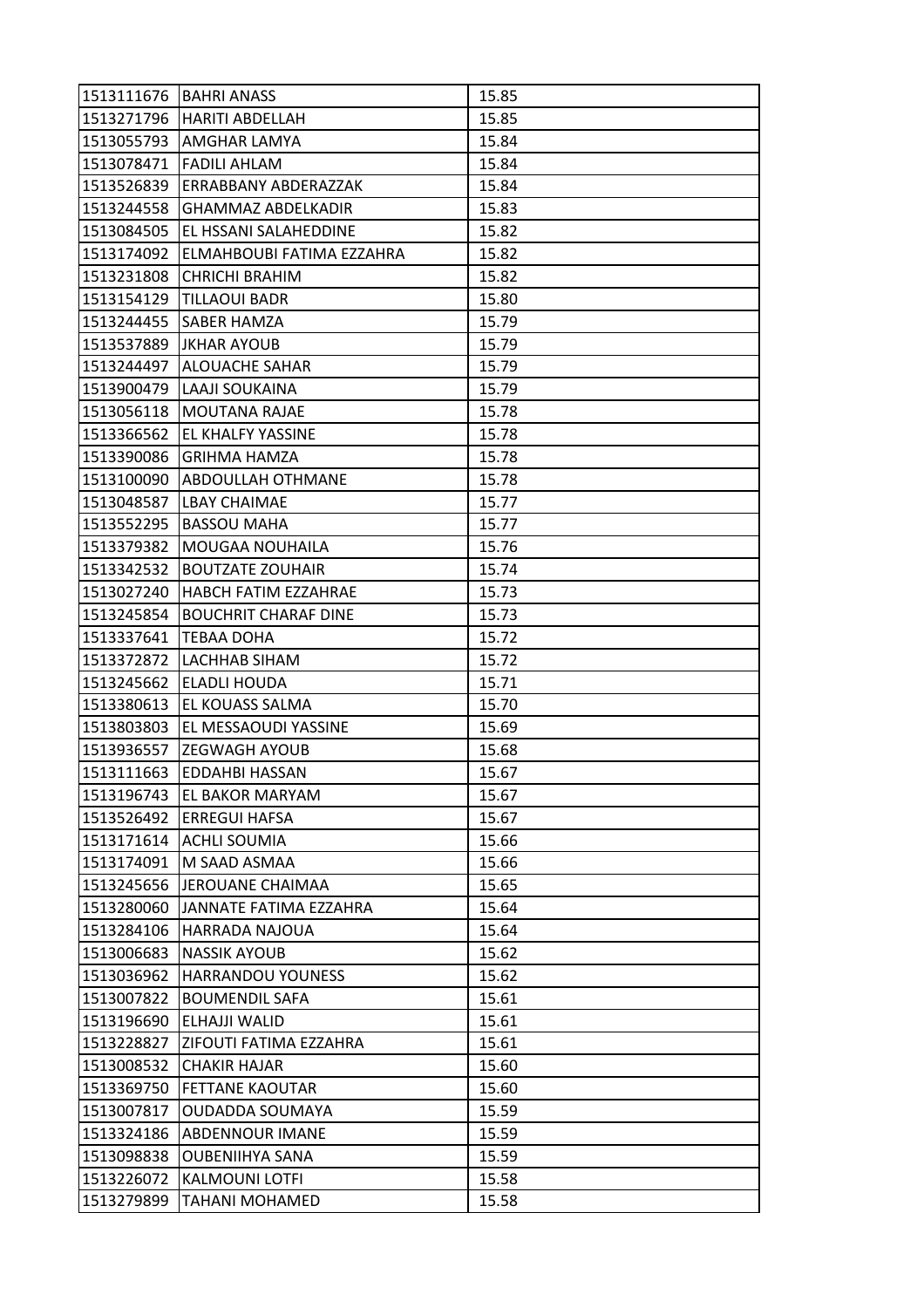| | | |
|---|---|---|
| 1513111676 | BAHRI ANASS | 15.85 |
| 1513271796 | HARITI ABDELLAH | 15.85 |
| 1513055793 | AMGHAR LAMYA | 15.84 |
| 1513078471 | FADILI AHLAM | 15.84 |
| 1513526839 | ERRABBANY ABDERAZZAK | 15.84 |
| 1513244558 | GHAMMAZ ABDELKADIR | 15.83 |
| 1513084505 | EL HSSANI SALAHEDDINE | 15.82 |
| 1513174092 | ELMAHBOUBI FATIMA EZZAHRA | 15.82 |
| 1513231808 | CHRICHI BRAHIM | 15.82 |
| 1513154129 | TILLAOUI BADR | 15.80 |
| 1513244455 | SABER HAMZA | 15.79 |
| 1513537889 | JKHAR AYOUB | 15.79 |
| 1513244497 | ALOUACHE SAHAR | 15.79 |
| 1513900479 | LAAJI SOUKAINA | 15.79 |
| 1513056118 | MOUTANA RAJAE | 15.78 |
| 1513366562 | EL KHALFY YASSINE | 15.78 |
| 1513390086 | GRIHMA HAMZA | 15.78 |
| 1513100090 | ABDOULLAH OTHMANE | 15.78 |
| 1513048587 | LBAY CHAIMAE | 15.77 |
| 1513552295 | BASSOU MAHA | 15.77 |
| 1513379382 | MOUGAA NOUHAILA | 15.76 |
| 1513342532 | BOUTZATE ZOUHAIR | 15.74 |
| 1513027240 | HABCH FATIM EZZAHRAE | 15.73 |
| 1513245854 | BOUCHRIT CHARAF DINE | 15.73 |
| 1513337641 | TEBAA DOHA | 15.72 |
| 1513372872 | LACHHAB SIHAM | 15.72 |
| 1513245662 | ELADLI HOUDA | 15.71 |
| 1513380613 | EL KOUASS SALMA | 15.70 |
| 1513803803 | EL MESSAOUDI YASSINE | 15.69 |
| 1513936557 | ZEGWAGH AYOUB | 15.68 |
| 1513111663 | EDDAHBI HASSAN | 15.67 |
| 1513196743 | EL BAKOR MARYAM | 15.67 |
| 1513526492 | ERREGUI HAFSA | 15.67 |
| 1513171614 | ACHLI SOUMIA | 15.66 |
| 1513174091 | M SAAD ASMAA | 15.66 |
| 1513245656 | JEROUANE CHAIMAA | 15.65 |
| 1513280060 | JANNATE FATIMA EZZAHRA | 15.64 |
| 1513284106 | HARRADA NAJOUA | 15.64 |
| 1513006683 | NASSIK AYOUB | 15.62 |
| 1513036962 | HARRANDOU YOUNESS | 15.62 |
| 1513007822 | BOUMENDIL SAFA | 15.61 |
| 1513196690 | ELHAJJI WALID | 15.61 |
| 1513228827 | ZIFOUTI FATIMA EZZAHRA | 15.61 |
| 1513008532 | CHAKIR HAJAR | 15.60 |
| 1513369750 | FETTANE KAOUTAR | 15.60 |
| 1513007817 | OUDADDA SOUMAYA | 15.59 |
| 1513324186 | ABDENNOUR IMANE | 15.59 |
| 1513098838 | OUBENIIHYA SANA | 15.59 |
| 1513226072 | KALMOUNI LOTFI | 15.58 |
| 1513279899 | TAHANI MOHAMED | 15.58 |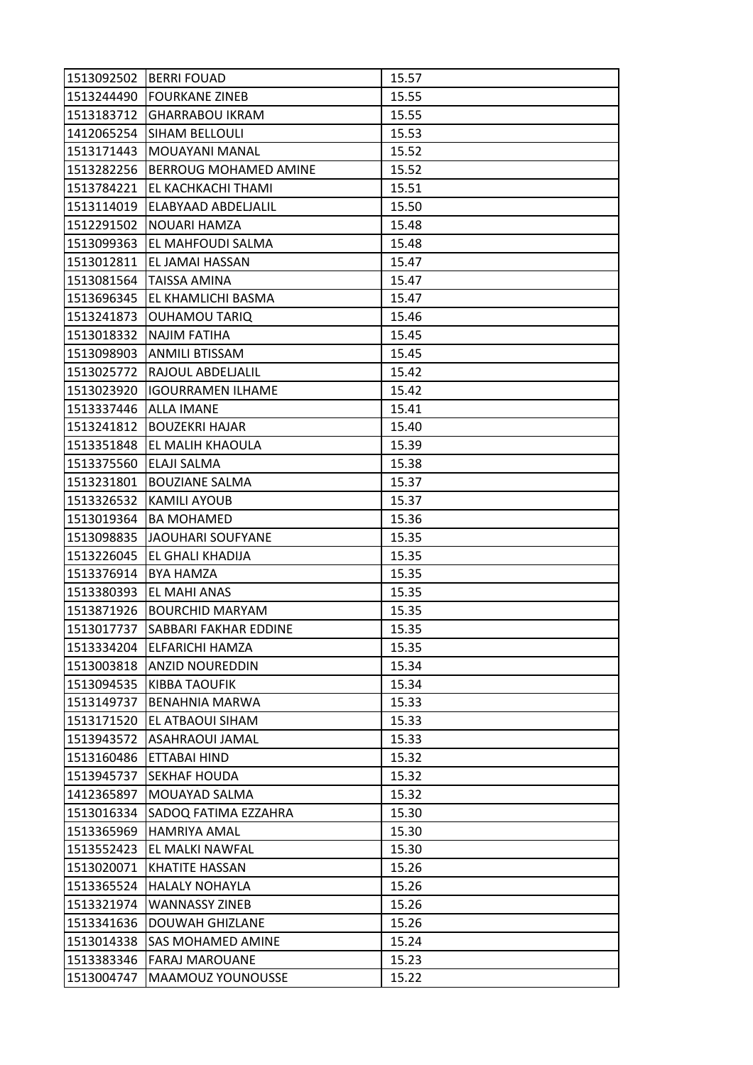| 1513092502 | BERRI FOUAD | 15.57 |
|---|---|---|
| 1513244490 | FOURKANE ZINEB | 15.55 |
| 1513183712 | GHARRABOU IKRAM | 15.55 |
| 1412065254 | SIHAM BELLOULI | 15.53 |
| 1513171443 | MOUAYANI MANAL | 15.52 |
| 1513282256 | BERROUG MOHAMED AMINE | 15.52 |
| 1513784221 | EL KACHKACHI THAMI | 15.51 |
| 1513114019 | ELABYAAD ABDELJALIL | 15.50 |
| 1512291502 | NOUARI HAMZA | 15.48 |
| 1513099363 | EL MAHFOUDI SALMA | 15.48 |
| 1513012811 | EL JAMAI HASSAN | 15.47 |
| 1513081564 | TAISSA AMINA | 15.47 |
| 1513696345 | EL KHAMLICHI BASMA | 15.47 |
| 1513241873 | OUHAMOU TARIQ | 15.46 |
| 1513018332 | NAJIM FATIHA | 15.45 |
| 1513098903 | ANMILI BTISSAM | 15.45 |
| 1513025772 | RAJOUL ABDELJALIL | 15.42 |
| 1513023920 | IGOURRAMEN ILHAME | 15.42 |
| 1513337446 | ALLA IMANE | 15.41 |
| 1513241812 | BOUZEKRI HAJAR | 15.40 |
| 1513351848 | EL MALIH KHAOULA | 15.39 |
| 1513375560 | ELAJI SALMA | 15.38 |
| 1513231801 | BOUZIANE SALMA | 15.37 |
| 1513326532 | KAMILI AYOUB | 15.37 |
| 1513019364 | BA MOHAMED | 15.36 |
| 1513098835 | JAOUHARI SOUFYANE | 15.35 |
| 1513226045 | EL GHALI KHADIJA | 15.35 |
| 1513376914 | BYA HAMZA | 15.35 |
| 1513380393 | EL MAHI ANAS | 15.35 |
| 1513871926 | BOURCHID MARYAM | 15.35 |
| 1513017737 | SABBARI FAKHAR EDDINE | 15.35 |
| 1513334204 | ELFARICHI HAMZA | 15.35 |
| 1513003818 | ANZID NOUREDDIN | 15.34 |
| 1513094535 | KIBBA TAOUFIK | 15.34 |
| 1513149737 | BENAHNIA MARWA | 15.33 |
| 1513171520 | EL ATBAOUI SIHAM | 15.33 |
| 1513943572 | ASAHRAOUI JAMAL | 15.33 |
| 1513160486 | ETTABAI HIND | 15.32 |
| 1513945737 | SEKHAF HOUDA | 15.32 |
| 1412365897 | MOUAYAD SALMA | 15.32 |
| 1513016334 | SADOQ FATIMA EZZAHRA | 15.30 |
| 1513365969 | HAMRIYA AMAL | 15.30 |
| 1513552423 | EL MALKI NAWFAL | 15.30 |
| 1513020071 | KHATITE HASSAN | 15.26 |
| 1513365524 | HALALY NOHAYLA | 15.26 |
| 1513321974 | WANNASSY ZINEB | 15.26 |
| 1513341636 | DOUWAH GHIZLANE | 15.26 |
| 1513014338 | SAS MOHAMED AMINE | 15.24 |
| 1513383346 | FARAJ MAROUANE | 15.23 |
| 1513004747 | MAAMOUZ YOUNOUSSE | 15.22 |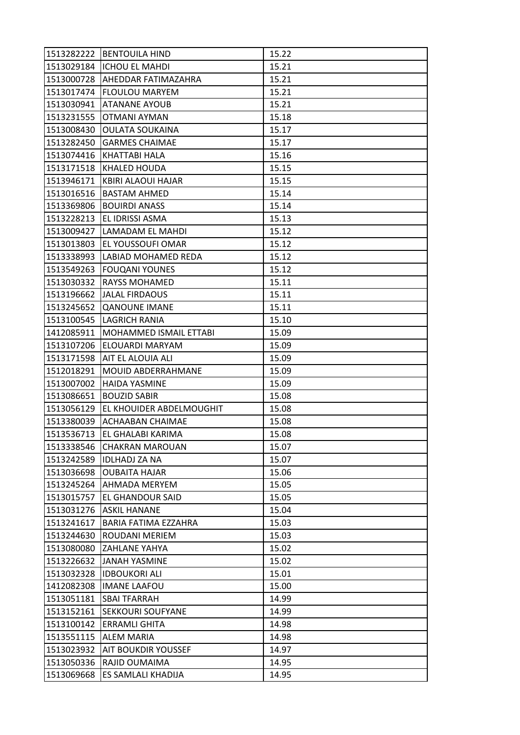| 1513282222 | BENTOUILA HIND | 15.22 |
|---|---|---|
| 1513029184 | ICHOU EL MAHDI | 15.21 |
| 1513000728 | AHEDDAR FATIMAZAHRA | 15.21 |
| 1513017474 | FLOULOU MARYEM | 15.21 |
| 1513030941 | ATANANE AYOUB | 15.21 |
| 1513231555 | OTMANI AYMAN | 15.18 |
| 1513008430 | OULATA SOUKAINA | 15.17 |
| 1513282450 | GARMES CHAIMAE | 15.17 |
| 1513074416 | KHATTABI HALA | 15.16 |
| 1513171518 | KHALED HOUDA | 15.15 |
| 1513946171 | KBIRI ALAOUI HAJAR | 15.15 |
| 1513016516 | BASTAM AHMED | 15.14 |
| 1513369806 | BOUIRDI ANASS | 15.14 |
| 1513228213 | EL IDRISSI ASMA | 15.13 |
| 1513009427 | LAMADAM EL MAHDI | 15.12 |
| 1513013803 | EL YOUSSOUFI OMAR | 15.12 |
| 1513338993 | LABIAD MOHAMED REDA | 15.12 |
| 1513549263 | FOUQANI YOUNES | 15.12 |
| 1513030332 | RAYSS MOHAMED | 15.11 |
| 1513196662 | JALAL FIRDAOUS | 15.11 |
| 1513245652 | QANOUNE IMANE | 15.11 |
| 1513100545 | LAGRICH RANIA | 15.10 |
| 1412085911 | MOHAMMED ISMAIL ETTABI | 15.09 |
| 1513107206 | ELOUARDI MARYAM | 15.09 |
| 1513171598 | AIT EL ALOUIA ALI | 15.09 |
| 1512018291 | MOUID ABDERRAHMANE | 15.09 |
| 1513007002 | HAIDA YASMINE | 15.09 |
| 1513086651 | BOUZID SABIR | 15.08 |
| 1513056129 | EL KHOUIDER ABDELMOUGHIT | 15.08 |
| 1513380039 | ACHAABAN CHAIMAE | 15.08 |
| 1513536713 | EL GHALABI KARIMA | 15.08 |
| 1513338546 | CHAKRAN MAROUAN | 15.07 |
| 1513242589 | IDLHADJ ZA NA | 15.07 |
| 1513036698 | OUBAITA HAJAR | 15.06 |
| 1513245264 | AHMADA MERYEM | 15.05 |
| 1513015757 | EL GHANDOUR SAID | 15.05 |
| 1513031276 | ASKIL HANANE | 15.04 |
| 1513241617 | BARIA FATIMA EZZAHRA | 15.03 |
| 1513244630 | ROUDANI MERIEM | 15.03 |
| 1513080080 | ZAHLANE YAHYA | 15.02 |
| 1513226632 | JANAH YASMINE | 15.02 |
| 1513032328 | IDBOUKORI ALI | 15.01 |
| 1412082308 | IMANE LAAFOU | 15.00 |
| 1513051181 | SBAI TFARRAH | 14.99 |
| 1513152161 | SEKKOURI SOUFYANE | 14.99 |
| 1513100142 | ERRAMLI GHITA | 14.98 |
| 1513551115 | ALEM MARIA | 14.98 |
| 1513023932 | AIT BOUKDIR YOUSSEF | 14.97 |
| 1513050336 | RAJID OUMAIMA | 14.95 |
| 1513069668 | ES SAMLALI KHADIJA | 14.95 |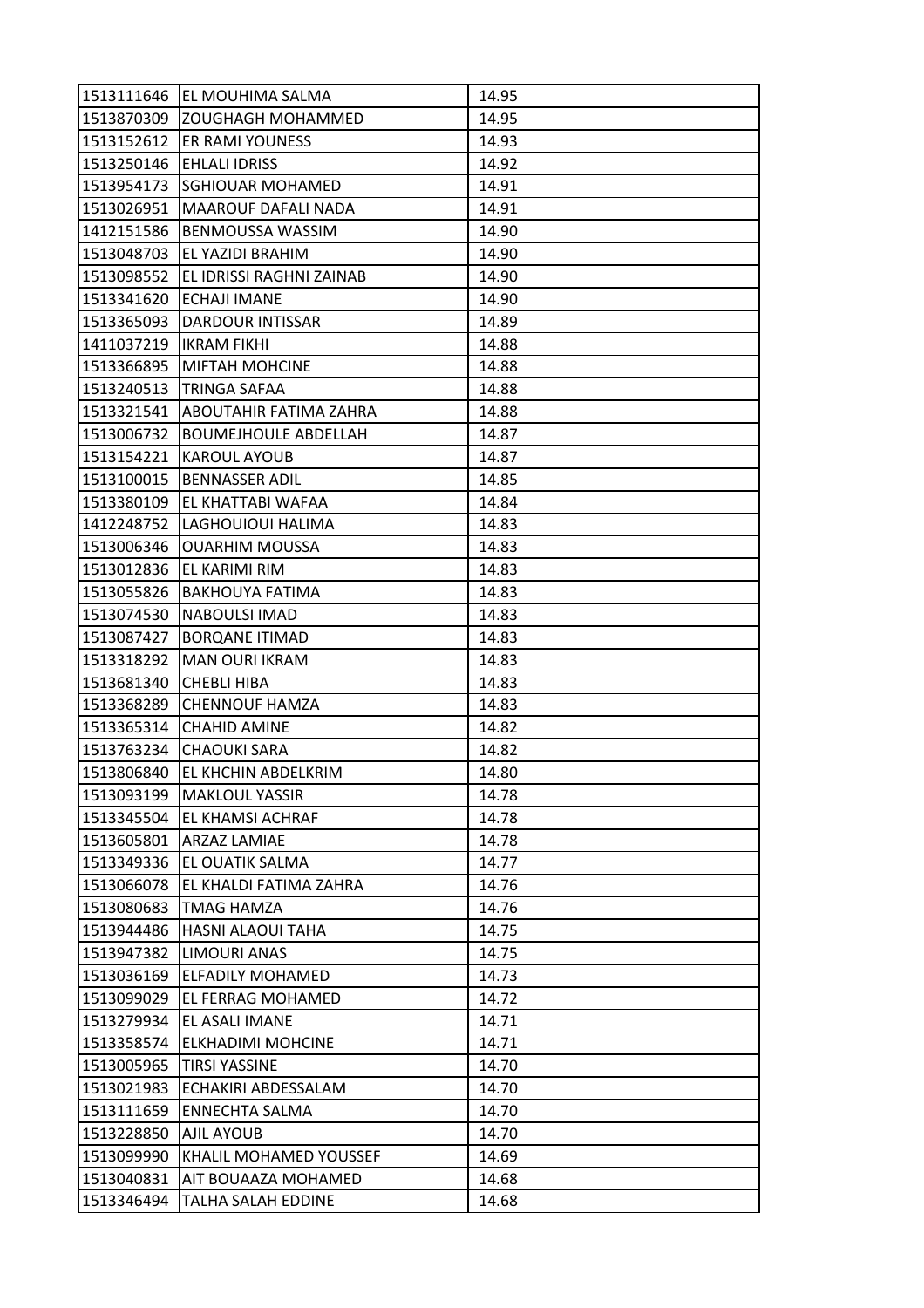| | | |
|---|---|---|
| 1513111646 | EL MOUHIMA SALMA | 14.95 |
| 1513870309 | ZOUGHAGH MOHAMMED | 14.95 |
| 1513152612 | ER RAMI YOUNESS | 14.93 |
| 1513250146 | EHLALI IDRISS | 14.92 |
| 1513954173 | SGHIOUAR MOHAMED | 14.91 |
| 1513026951 | MAAROUF DAFALI NADA | 14.91 |
| 1412151586 | BENMOUSSA WASSIM | 14.90 |
| 1513048703 | EL YAZIDI BRAHIM | 14.90 |
| 1513098552 | EL IDRISSI RAGHNI ZAINAB | 14.90 |
| 1513341620 | ECHAJI IMANE | 14.90 |
| 1513365093 | DARDOUR INTISSAR | 14.89 |
| 1411037219 | IKRAM FIKHI | 14.88 |
| 1513366895 | MIFTAH MOHCINE | 14.88 |
| 1513240513 | TRINGA SAFAA | 14.88 |
| 1513321541 | ABOUTAHIR FATIMA ZAHRA | 14.88 |
| 1513006732 | BOUMEJHOULE ABDELLAH | 14.87 |
| 1513154221 | KAROUL AYOUB | 14.87 |
| 1513100015 | BENNASSER ADIL | 14.85 |
| 1513380109 | EL KHATTABI WAFAA | 14.84 |
| 1412248752 | LAGHOUIOUI HALIMA | 14.83 |
| 1513006346 | OUARHIM MOUSSA | 14.83 |
| 1513012836 | EL KARIMI RIM | 14.83 |
| 1513055826 | BAKHOUYA FATIMA | 14.83 |
| 1513074530 | NABOULSI IMAD | 14.83 |
| 1513087427 | BORQANE ITIMAD | 14.83 |
| 1513318292 | MAN OURI IKRAM | 14.83 |
| 1513681340 | CHEBLI HIBA | 14.83 |
| 1513368289 | CHENNOUF HAMZA | 14.83 |
| 1513365314 | CHAHID AMINE | 14.82 |
| 1513763234 | CHAOUKI SARA | 14.82 |
| 1513806840 | EL KHCHIN ABDELKRIM | 14.80 |
| 1513093199 | MAKLOUL YASSIR | 14.78 |
| 1513345504 | EL KHAMSI ACHRAF | 14.78 |
| 1513605801 | ARZAZ LAMIAE | 14.78 |
| 1513349336 | EL OUATIK SALMA | 14.77 |
| 1513066078 | EL KHALDI FATIMA ZAHRA | 14.76 |
| 1513080683 | TMAG HAMZA | 14.76 |
| 1513944486 | HASNI ALAOUI TAHA | 14.75 |
| 1513947382 | LIMOURI ANAS | 14.75 |
| 1513036169 | ELFADILY MOHAMED | 14.73 |
| 1513099029 | EL FERRAG MOHAMED | 14.72 |
| 1513279934 | EL ASALI IMANE | 14.71 |
| 1513358574 | ELKHADIMI MOHCINE | 14.71 |
| 1513005965 | TIRSI YASSINE | 14.70 |
| 1513021983 | ECHAKIRI ABDESSALAM | 14.70 |
| 1513111659 | ENNECHTA SALMA | 14.70 |
| 1513228850 | AJIL AYOUB | 14.70 |
| 1513099990 | KHALIL MOHAMED YOUSSEF | 14.69 |
| 1513040831 | AIT BOUAAZA MOHAMED | 14.68 |
| 1513346494 | TALHA SALAH EDDINE | 14.68 |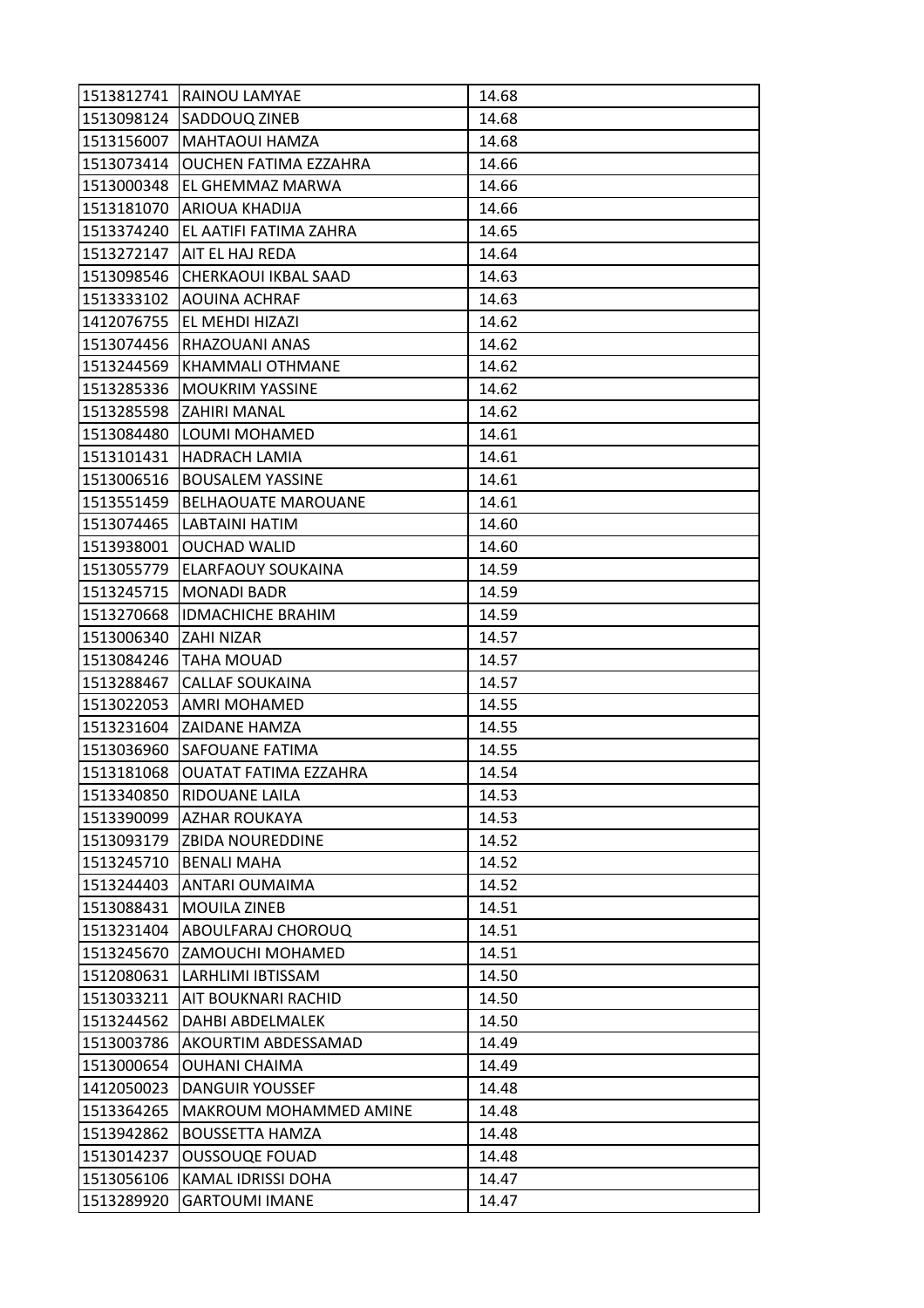| 1513812741 | RAINOU LAMYAE | 14.68 |
|---|---|---|
| 1513098124 | SADDOUQ ZINEB | 14.68 |
| 1513156007 | MAHTAOUI HAMZA | 14.68 |
| 1513073414 | OUCHEN FATIMA EZZAHRA | 14.66 |
| 1513000348 | EL GHEMMAZ MARWA | 14.66 |
| 1513181070 | ARIOUA KHADIJA | 14.66 |
| 1513374240 | EL AATIFI FATIMA ZAHRA | 14.65 |
| 1513272147 | AIT EL HAJ REDA | 14.64 |
| 1513098546 | CHERKAOUI IKBAL SAAD | 14.63 |
| 1513333102 | AOUINA ACHRAF | 14.63 |
| 1412076755 | EL MEHDI HIZAZI | 14.62 |
| 1513074456 | RHAZOUANI ANAS | 14.62 |
| 1513244569 | KHAMMALI OTHMANE | 14.62 |
| 1513285336 | MOUKRIM YASSINE | 14.62 |
| 1513285598 | ZAHIRI MANAL | 14.62 |
| 1513084480 | LOUMI MOHAMED | 14.61 |
| 1513101431 | HADRACH LAMIA | 14.61 |
| 1513006516 | BOUSALEM YASSINE | 14.61 |
| 1513551459 | BELHAOUATE MAROUANE | 14.61 |
| 1513074465 | LABTAINI HATIM | 14.60 |
| 1513938001 | OUCHAD WALID | 14.60 |
| 1513055779 | ELARFAOUY SOUKAINA | 14.59 |
| 1513245715 | MONADI BADR | 14.59 |
| 1513270668 | IDMACHICHE BRAHIM | 14.59 |
| 1513006340 | ZAHI NIZAR | 14.57 |
| 1513084246 | TAHA MOUAD | 14.57 |
| 1513288467 | CALLAF SOUKAINA | 14.57 |
| 1513022053 | AMRI MOHAMED | 14.55 |
| 1513231604 | ZAIDANE HAMZA | 14.55 |
| 1513036960 | SAFOUANE FATIMA | 14.55 |
| 1513181068 | OUATAT FATIMA EZZAHRA | 14.54 |
| 1513340850 | RIDOUANE LAILA | 14.53 |
| 1513390099 | AZHAR ROUKAYA | 14.53 |
| 1513093179 | ZBIDA NOUREDDINE | 14.52 |
| 1513245710 | BENALI MAHA | 14.52 |
| 1513244403 | ANTARI OUMAIMA | 14.52 |
| 1513088431 | MOUILA ZINEB | 14.51 |
| 1513231404 | ABOULFARAJ CHOROUQ | 14.51 |
| 1513245670 | ZAMOUCHI MOHAMED | 14.51 |
| 1512080631 | LARHLIMI IBTISSAM | 14.50 |
| 1513033211 | AIT BOUKNARI RACHID | 14.50 |
| 1513244562 | DAHBI ABDELMALEK | 14.50 |
| 1513003786 | AKOURTIM ABDESSAMAD | 14.49 |
| 1513000654 | OUHANI CHAIMA | 14.49 |
| 1412050023 | DANGUIR YOUSSEF | 14.48 |
| 1513364265 | MAKROUM MOHAMMED AMINE | 14.48 |
| 1513942862 | BOUSSETTA HAMZA | 14.48 |
| 1513014237 | OUSSOUQE FOUAD | 14.48 |
| 1513056106 | KAMAL IDRISSI DOHA | 14.47 |
| 1513289920 | GARTOUMI IMANE | 14.47 |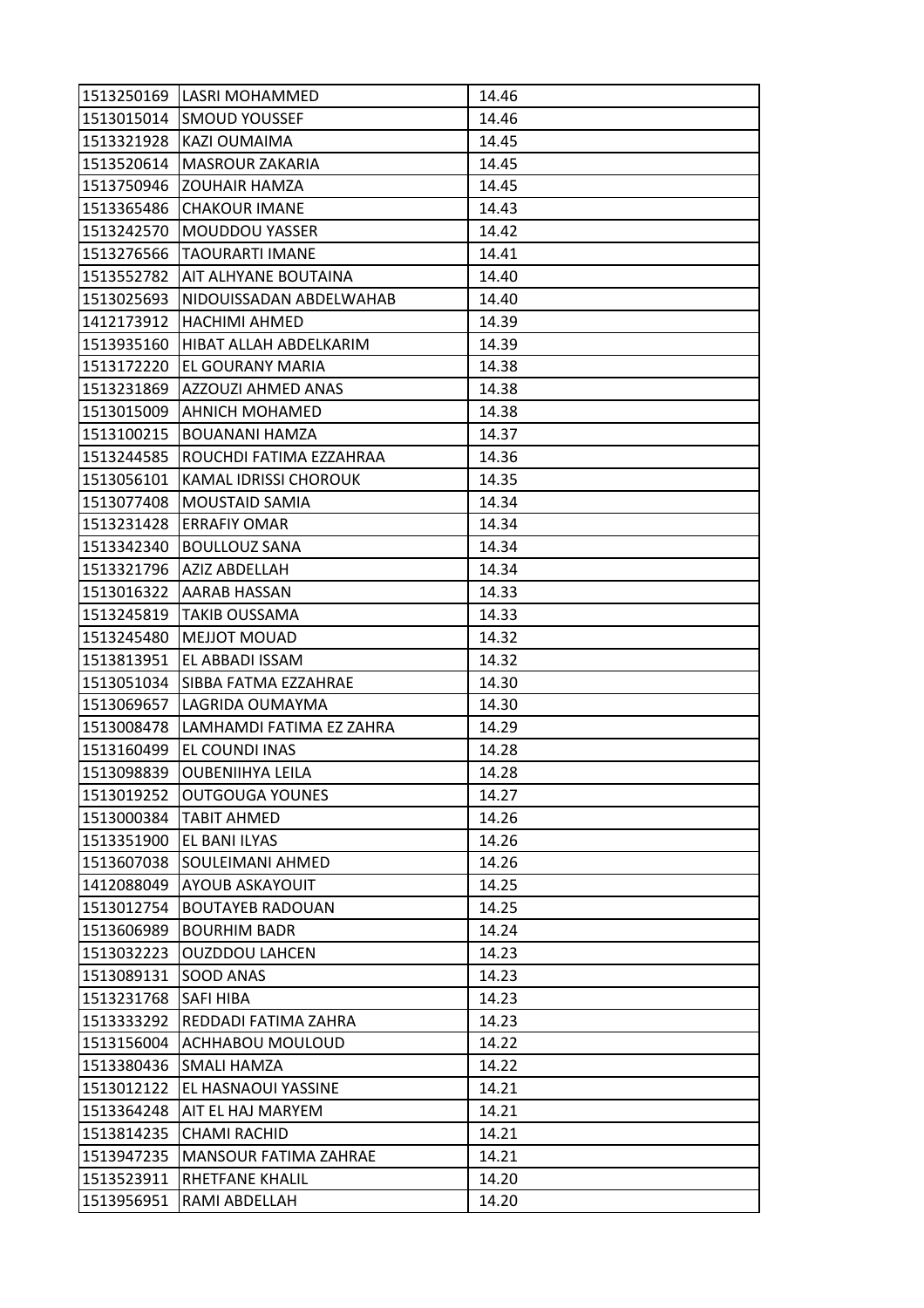| | | |
|---|---|---|
| 1513250169 | LASRI MOHAMMED | 14.46 |
| 1513015014 | SMOUD YOUSSEF | 14.46 |
| 1513321928 | KAZI OUMAIMA | 14.45 |
| 1513520614 | MASROUR ZAKARIA | 14.45 |
| 1513750946 | ZOUHAIR HAMZA | 14.45 |
| 1513365486 | CHAKOUR IMANE | 14.43 |
| 1513242570 | MOUDDOU YASSER | 14.42 |
| 1513276566 | TAOURARTI IMANE | 14.41 |
| 1513552782 | AIT ALHYANE BOUTAINA | 14.40 |
| 1513025693 | NIDOUISSADAN ABDELWAHAB | 14.40 |
| 1412173912 | HACHIMI AHMED | 14.39 |
| 1513935160 | HIBAT ALLAH ABDELKARIM | 14.39 |
| 1513172220 | EL GOURANY MARIA | 14.38 |
| 1513231869 | AZZOUZI AHMED ANAS | 14.38 |
| 1513015009 | AHNICH MOHAMED | 14.38 |
| 1513100215 | BOUANANI HAMZA | 14.37 |
| 1513244585 | ROUCHDI FATIMA EZZAHRAA | 14.36 |
| 1513056101 | KAMAL IDRISSI CHOROUK | 14.35 |
| 1513077408 | MOUSTAID SAMIA | 14.34 |
| 1513231428 | ERRAFIY OMAR | 14.34 |
| 1513342340 | BOULLOUZ SANA | 14.34 |
| 1513321796 | AZIZ ABDELLAH | 14.34 |
| 1513016322 | AARAB HASSAN | 14.33 |
| 1513245819 | TAKIB OUSSAMA | 14.33 |
| 1513245480 | MEJJOT MOUAD | 14.32 |
| 1513813951 | EL ABBADI ISSAM | 14.32 |
| 1513051034 | SIBBA FATMA EZZAHRAE | 14.30 |
| 1513069657 | LAGRIDA OUMAYMA | 14.30 |
| 1513008478 | LAMHAMDI FATIMA EZ ZAHRA | 14.29 |
| 1513160499 | EL COUNDI INAS | 14.28 |
| 1513098839 | OUBENIIHYA LEILA | 14.28 |
| 1513019252 | OUTGOUGA YOUNES | 14.27 |
| 1513000384 | TABIT AHMED | 14.26 |
| 1513351900 | EL BANI ILYAS | 14.26 |
| 1513607038 | SOULEIMANI AHMED | 14.26 |
| 1412088049 | AYOUB ASKAYOUIT | 14.25 |
| 1513012754 | BOUTAYEB RADOUAN | 14.25 |
| 1513606989 | BOURHIM BADR | 14.24 |
| 1513032223 | OUZDDOU LAHCEN | 14.23 |
| 1513089131 | SOOD ANAS | 14.23 |
| 1513231768 | SAFI HIBA | 14.23 |
| 1513333292 | REDDADI FATIMA ZAHRA | 14.23 |
| 1513156004 | ACHHABOU MOULOUD | 14.22 |
| 1513380436 | SMALI HAMZA | 14.22 |
| 1513012122 | EL HASNAOUI YASSINE | 14.21 |
| 1513364248 | AIT EL HAJ MARYEM | 14.21 |
| 1513814235 | CHAMI RACHID | 14.21 |
| 1513947235 | MANSOUR FATIMA ZAHRAE | 14.21 |
| 1513523911 | RHETFANE KHALIL | 14.20 |
| 1513956951 | RAMI ABDELLAH | 14.20 |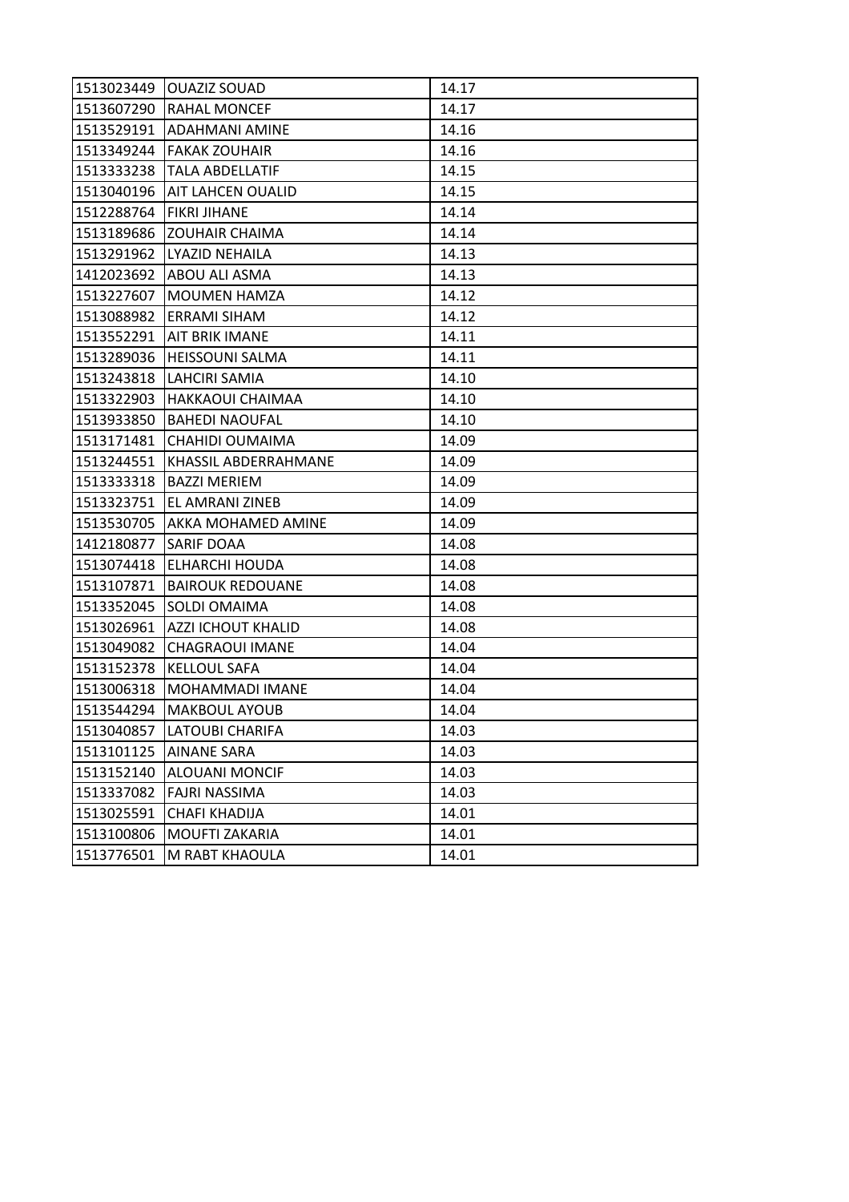| | | |
|---|---|---|
| 1513023449 | OUAZIZ SOUAD | 14.17 |
| 1513607290 | RAHAL MONCEF | 14.17 |
| 1513529191 | ADAHMANI AMINE | 14.16 |
| 1513349244 | FAKAK ZOUHAIR | 14.16 |
| 1513333238 | TALA ABDELLATIF | 14.15 |
| 1513040196 | AIT LAHCEN OUALID | 14.15 |
| 1512288764 | FIKRI JIHANE | 14.14 |
| 1513189686 | ZOUHAIR CHAIMA | 14.14 |
| 1513291962 | LYAZID NEHAILA | 14.13 |
| 1412023692 | ABOU ALI ASMA | 14.13 |
| 1513227607 | MOUMEN HAMZA | 14.12 |
| 1513088982 | ERRAMI SIHAM | 14.12 |
| 1513552291 | AIT BRIK IMANE | 14.11 |
| 1513289036 | HEISSOUNI SALMA | 14.11 |
| 1513243818 | LAHCIRI SAMIA | 14.10 |
| 1513322903 | HAKKAOUI CHAIMAA | 14.10 |
| 1513933850 | BAHEDI NAOUFAL | 14.10 |
| 1513171481 | CHAHIDI OUMAIMA | 14.09 |
| 1513244551 | KHASSIL ABDERRAHMANE | 14.09 |
| 1513333318 | BAZZI MERIEM | 14.09 |
| 1513323751 | EL AMRANI ZINEB | 14.09 |
| 1513530705 | AKKA MOHAMED AMINE | 14.09 |
| 1412180877 | SARIF DOAA | 14.08 |
| 1513074418 | ELHARCHI HOUDA | 14.08 |
| 1513107871 | BAIROUK REDOUANE | 14.08 |
| 1513352045 | SOLDI OMAIMA | 14.08 |
| 1513026961 | AZZI ICHOUT KHALID | 14.08 |
| 1513049082 | CHAGRAOUI IMANE | 14.04 |
| 1513152378 | KELLOUL SAFA | 14.04 |
| 1513006318 | MOHAMMADI IMANE | 14.04 |
| 1513544294 | MAKBOUL AYOUB | 14.04 |
| 1513040857 | LATOUBI CHARIFA | 14.03 |
| 1513101125 | AINANE SARA | 14.03 |
| 1513152140 | ALOUANI MONCIF | 14.03 |
| 1513337082 | FAJRI NASSIMA | 14.03 |
| 1513025591 | CHAFI KHADIJA | 14.01 |
| 1513100806 | MOUFTI ZAKARIA | 14.01 |
| 1513776501 | M RABT KHAOULA | 14.01 |